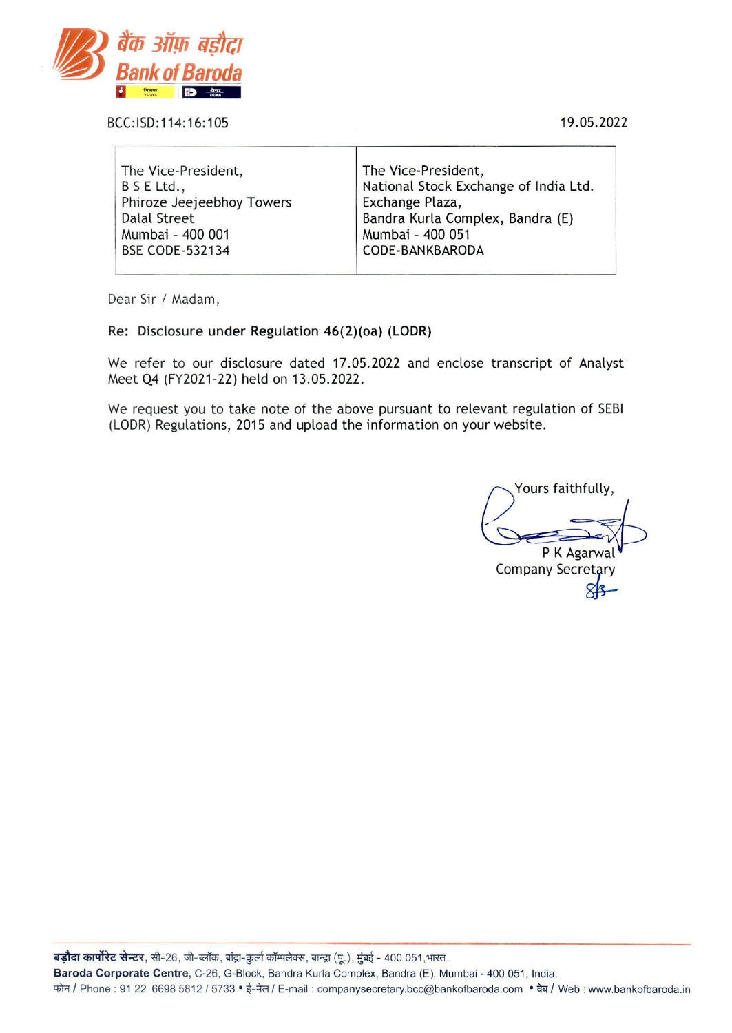बैंक ऑफ़ बड़ौदा
**Bank of Baroda**

BCC:ISD:114:16:105

19.05.2022

| The Vice-President,<br>B S E Ltd.,<br>Phiroze Jeejeebhoy Towers<br>Dalal Street<br>Mumbai - 400 001<br>BSE CODE-532134 | The Vice-President,<br>National Stock Exchange of India Ltd.<br>Exchange Plaza,<br>Bandra Kurla Complex, Bandra (E)<br>Mumbai - 400 051<br>CODE-BANKBARODA |
|---|---|

Dear Sir / Madam,

**Re: Disclosure under Regulation 46(2)(oa) (LODR)**

We refer to our disclosure dated 17.05.2022 and enclose transcript of Analyst Meet Q4 (FY2021-22) held on 13.05.2022.

We request you to take note of the above pursuant to relevant regulation of SEBI (LODR) Regulations, 2015 and upload the information on your website.

Yours faithfully,

P K Agarwal
Company Secretary

**बड़ौदा कार्पोरेट सेन्टर**, सी-26, जी-ब्लॉक, बांद्रा-कुर्ला कॉम्पलेक्स, बान्द्रा (पू.), मुंबई - 400 051, भारत.
**Baroda Corporate Centre**, C-26, G-Block, Bandra Kurla Complex, Bandra (E), Mumbai - 400 051, India.
फोन / Phone : 91 22 6698 5812 / 5733 • ई-मेल / E-mail : companysecretary.bcc@bankofbaroda.com • वेब / Web : www.bankofbaroda.in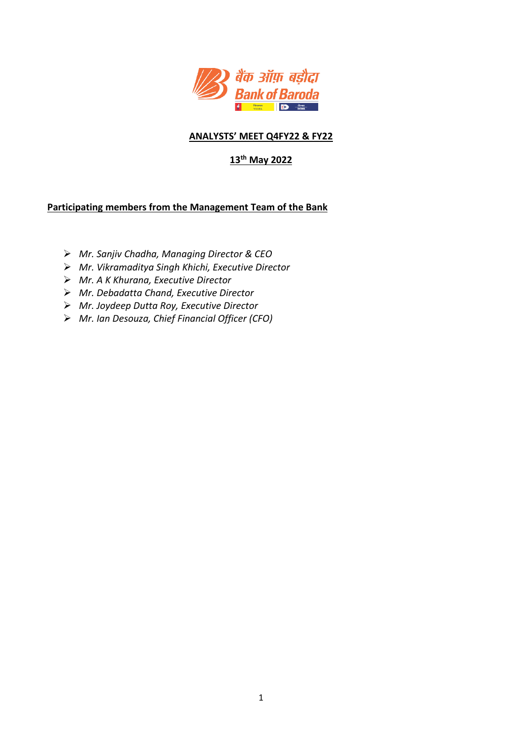## ANALYSTS' MEET Q4FY22 & FY22

**13th May 2022**

**Participating members from the Management Team of the Bank**

- *Mr. Sanjiv Chadha, Managing Director & CEO*
- *Mr. Vikramaditya Singh Khichi, Executive Director*
- *Mr. A K Khurana, Executive Director*
- *Mr. Debadatta Chand, Executive Director*
- *Mr. Joydeep Dutta Roy, Executive Director*
- *Mr. Ian Desouza, Chief Financial Officer (CFO)*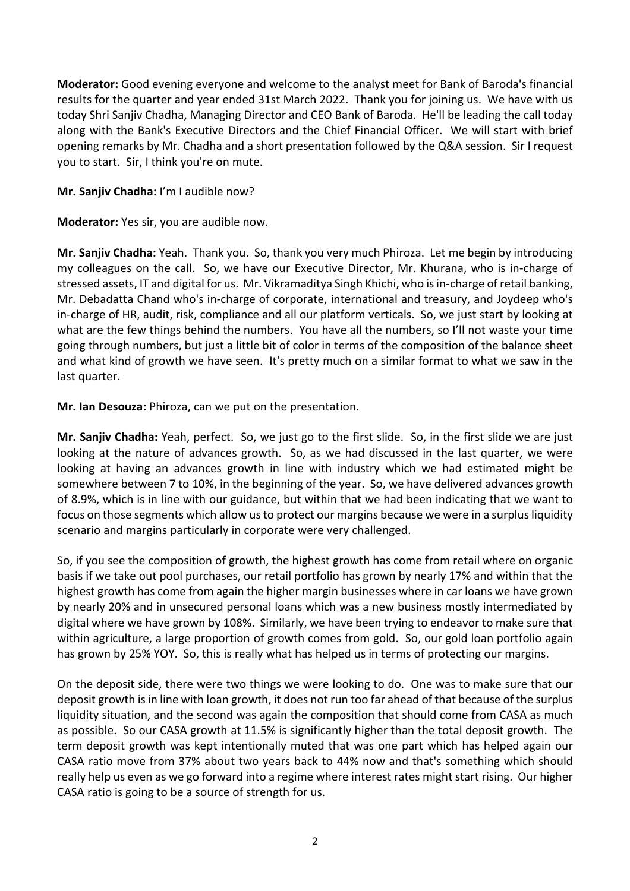**Moderator:** Good evening everyone and welcome to the analyst meet for Bank of Baroda's financial results for the quarter and year ended 31st March 2022. Thank you for joining us. We have with us today Shri Sanjiv Chadha, Managing Director and CEO Bank of Baroda. He'll be leading the call today along with the Bank's Executive Directors and the Chief Financial Officer. We will start with brief opening remarks by Mr. Chadha and a short presentation followed by the Q&A session. Sir I request you to start. Sir, I think you're on mute.

**Mr. Sanjiv Chadha:** I'm I audible now?

**Moderator:** Yes sir, you are audible now.

**Mr. Sanjiv Chadha:** Yeah. Thank you. So, thank you very much Phiroza. Let me begin by introducing my colleagues on the call. So, we have our Executive Director, Mr. Khurana, who is in-charge of stressed assets, IT and digital for us. Mr. Vikramaditya Singh Khichi, who is in-charge of retail banking, Mr. Debadatta Chand who's in-charge of corporate, international and treasury, and Joydeep who's in-charge of HR, audit, risk, compliance and all our platform verticals. So, we just start by looking at what are the few things behind the numbers. You have all the numbers, so I'll not waste your time going through numbers, but just a little bit of color in terms of the composition of the balance sheet and what kind of growth we have seen. It's pretty much on a similar format to what we saw in the last quarter.

**Mr. Ian Desouza:** Phiroza, can we put on the presentation.

**Mr. Sanjiv Chadha:** Yeah, perfect. So, we just go to the first slide. So, in the first slide we are just looking at the nature of advances growth. So, as we had discussed in the last quarter, we were looking at having an advances growth in line with industry which we had estimated might be somewhere between 7 to 10%, in the beginning of the year. So, we have delivered advances growth of 8.9%, which is in line with our guidance, but within that we had been indicating that we want to focus on those segments which allow us to protect our margins because we were in a surplus liquidity scenario and margins particularly in corporate were very challenged.

So, if you see the composition of growth, the highest growth has come from retail where on organic basis if we take out pool purchases, our retail portfolio has grown by nearly 17% and within that the highest growth has come from again the higher margin businesses where in car loans we have grown by nearly 20% and in unsecured personal loans which was a new business mostly intermediated by digital where we have grown by 108%. Similarly, we have been trying to endeavor to make sure that within agriculture, a large proportion of growth comes from gold. So, our gold loan portfolio again has grown by 25% YOY. So, this is really what has helped us in terms of protecting our margins.

On the deposit side, there were two things we were looking to do. One was to make sure that our deposit growth is in line with loan growth, it does not run too far ahead of that because of the surplus liquidity situation, and the second was again the composition that should come from CASA as much as possible. So our CASA growth at 11.5% is significantly higher than the total deposit growth. The term deposit growth was kept intentionally muted that was one part which has helped again our CASA ratio move from 37% about two years back to 44% now and that's something which should really help us even as we go forward into a regime where interest rates might start rising. Our higher CASA ratio is going to be a source of strength for us.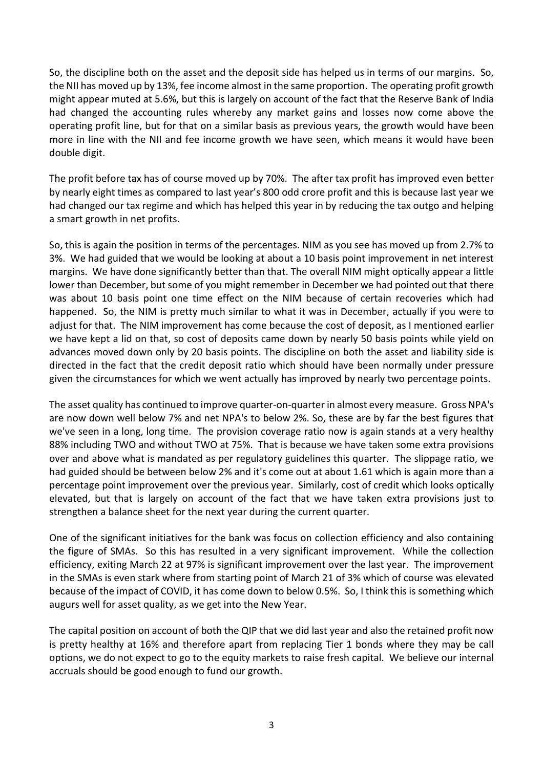So, the discipline both on the asset and the deposit side has helped us in terms of our margins. So, the NII has moved up by 13%, fee income almost in the same proportion. The operating profit growth might appear muted at 5.6%, but this is largely on account of the fact that the Reserve Bank of India had changed the accounting rules whereby any market gains and losses now come above the operating profit line, but for that on a similar basis as previous years, the growth would have been more in line with the NII and fee income growth we have seen, which means it would have been double digit.

The profit before tax has of course moved up by 70%. The after tax profit has improved even better by nearly eight times as compared to last year's 800 odd crore profit and this is because last year we had changed our tax regime and which has helped this year in by reducing the tax outgo and helping a smart growth in net profits.

So, this is again the position in terms of the percentages. NIM as you see has moved up from 2.7% to 3%. We had guided that we would be looking at about a 10 basis point improvement in net interest margins. We have done significantly better than that. The overall NIM might optically appear a little lower than December, but some of you might remember in December we had pointed out that there was about 10 basis point one time effect on the NIM because of certain recoveries which had happened. So, the NIM is pretty much similar to what it was in December, actually if you were to adjust for that. The NIM improvement has come because the cost of deposit, as I mentioned earlier we have kept a lid on that, so cost of deposits came down by nearly 50 basis points while yield on advances moved down only by 20 basis points. The discipline on both the asset and liability side is directed in the fact that the credit deposit ratio which should have been normally under pressure given the circumstances for which we went actually has improved by nearly two percentage points.

The asset quality has continued to improve quarter-on-quarter in almost every measure. Gross NPA's are now down well below 7% and net NPA's to below 2%. So, these are by far the best figures that we've seen in a long, long time. The provision coverage ratio now is again stands at a very healthy 88% including TWO and without TWO at 75%. That is because we have taken some extra provisions over and above what is mandated as per regulatory guidelines this quarter. The slippage ratio, we had guided should be between below 2% and it's come out at about 1.61 which is again more than a percentage point improvement over the previous year. Similarly, cost of credit which looks optically elevated, but that is largely on account of the fact that we have taken extra provisions just to strengthen a balance sheet for the next year during the current quarter.

One of the significant initiatives for the bank was focus on collection efficiency and also containing the figure of SMAs. So this has resulted in a very significant improvement. While the collection efficiency, exiting March 22 at 97% is significant improvement over the last year. The improvement in the SMAs is even stark where from starting point of March 21 of 3% which of course was elevated because of the impact of COVID, it has come down to below 0.5%. So, I think this is something which augurs well for asset quality, as we get into the New Year.

The capital position on account of both the QIP that we did last year and also the retained profit now is pretty healthy at 16% and therefore apart from replacing Tier 1 bonds where they may be call options, we do not expect to go to the equity markets to raise fresh capital. We believe our internal accruals should be good enough to fund our growth.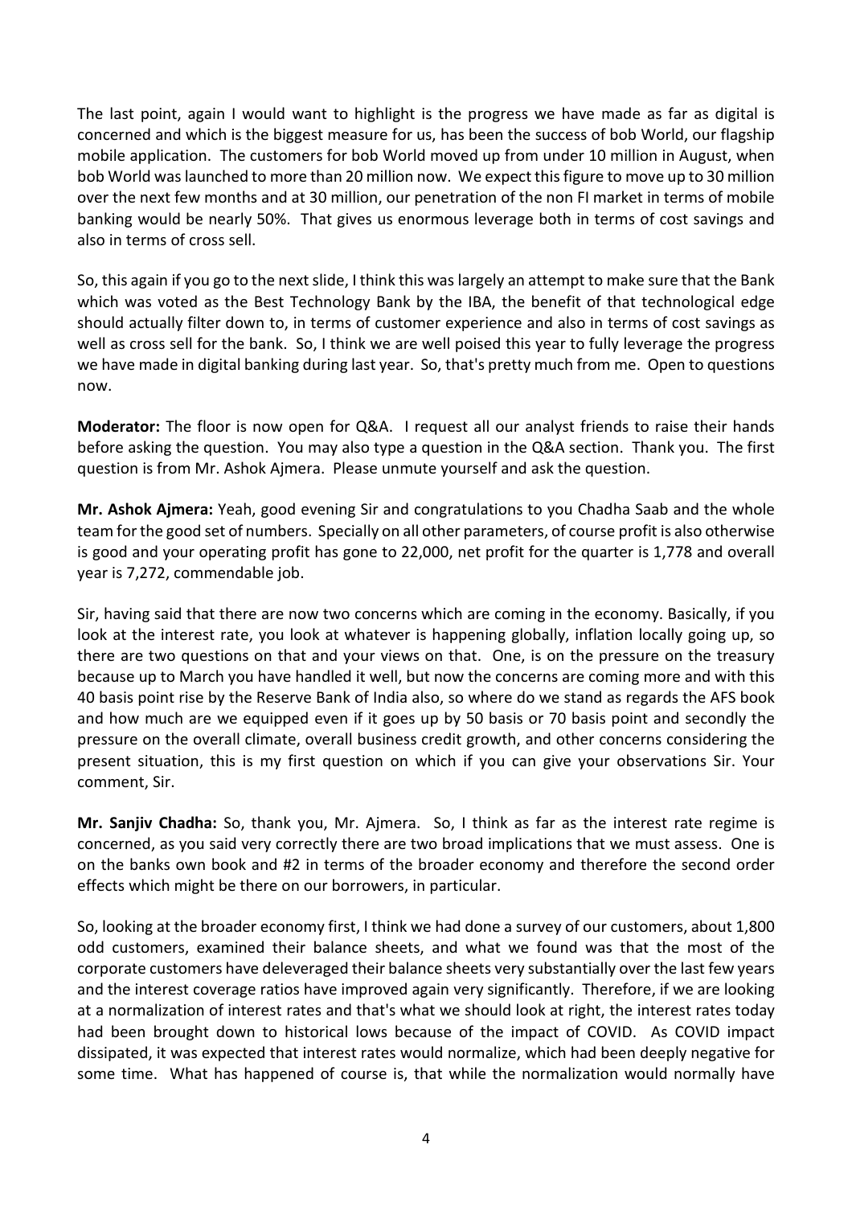The last point, again I would want to highlight is the progress we have made as far as digital is concerned and which is the biggest measure for us, has been the success of bob World, our flagship mobile application. The customers for bob World moved up from under 10 million in August, when bob World was launched to more than 20 million now. We expect this figure to move up to 30 million over the next few months and at 30 million, our penetration of the non FI market in terms of mobile banking would be nearly 50%. That gives us enormous leverage both in terms of cost savings and also in terms of cross sell.

So, this again if you go to the next slide, I think this was largely an attempt to make sure that the Bank which was voted as the Best Technology Bank by the IBA, the benefit of that technological edge should actually filter down to, in terms of customer experience and also in terms of cost savings as well as cross sell for the bank. So, I think we are well poised this year to fully leverage the progress we have made in digital banking during last year. So, that's pretty much from me. Open to questions now.

**Moderator:** The floor is now open for Q&A. I request all our analyst friends to raise their hands before asking the question. You may also type a question in the Q&A section. Thank you. The first question is from Mr. Ashok Ajmera. Please unmute yourself and ask the question.

**Mr. Ashok Ajmera:** Yeah, good evening Sir and congratulations to you Chadha Saab and the whole team for the good set of numbers. Specially on all other parameters, of course profit is also otherwise is good and your operating profit has gone to 22,000, net profit for the quarter is 1,778 and overall year is 7,272, commendable job.

Sir, having said that there are now two concerns which are coming in the economy. Basically, if you look at the interest rate, you look at whatever is happening globally, inflation locally going up, so there are two questions on that and your views on that. One, is on the pressure on the treasury because up to March you have handled it well, but now the concerns are coming more and with this 40 basis point rise by the Reserve Bank of India also, so where do we stand as regards the AFS book and how much are we equipped even if it goes up by 50 basis or 70 basis point and secondly the pressure on the overall climate, overall business credit growth, and other concerns considering the present situation, this is my first question on which if you can give your observations Sir. Your comment, Sir.

**Mr. Sanjiv Chadha:** So, thank you, Mr. Ajmera. So, I think as far as the interest rate regime is concerned, as you said very correctly there are two broad implications that we must assess. One is on the banks own book and #2 in terms of the broader economy and therefore the second order effects which might be there on our borrowers, in particular.

So, looking at the broader economy first, I think we had done a survey of our customers, about 1,800 odd customers, examined their balance sheets, and what we found was that the most of the corporate customers have deleveraged their balance sheets very substantially over the last few years and the interest coverage ratios have improved again very significantly. Therefore, if we are looking at a normalization of interest rates and that's what we should look at right, the interest rates today had been brought down to historical lows because of the impact of COVID. As COVID impact dissipated, it was expected that interest rates would normalize, which had been deeply negative for some time. What has happened of course is, that while the normalization would normally have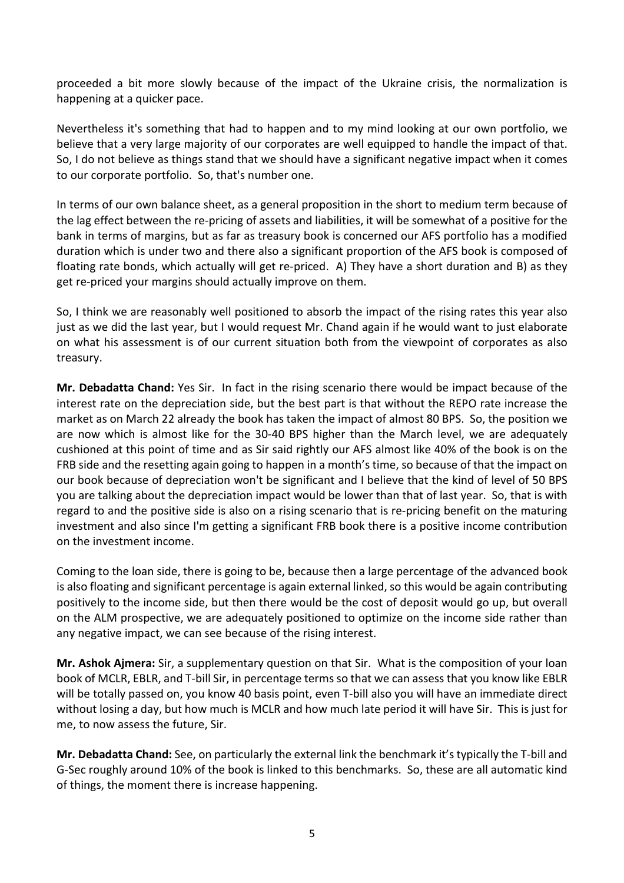proceeded a bit more slowly because of the impact of the Ukraine crisis, the normalization is happening at a quicker pace.

Nevertheless it's something that had to happen and to my mind looking at our own portfolio, we believe that a very large majority of our corporates are well equipped to handle the impact of that. So, I do not believe as things stand that we should have a significant negative impact when it comes to our corporate portfolio. So, that's number one.

In terms of our own balance sheet, as a general proposition in the short to medium term because of the lag effect between the re-pricing of assets and liabilities, it will be somewhat of a positive for the bank in terms of margins, but as far as treasury book is concerned our AFS portfolio has a modified duration which is under two and there also a significant proportion of the AFS book is composed of floating rate bonds, which actually will get re-priced. A) They have a short duration and B) as they get re-priced your margins should actually improve on them.

So, I think we are reasonably well positioned to absorb the impact of the rising rates this year also just as we did the last year, but I would request Mr. Chand again if he would want to just elaborate on what his assessment is of our current situation both from the viewpoint of corporates as also treasury.

**Mr. Debadatta Chand:** Yes Sir. In fact in the rising scenario there would be impact because of the interest rate on the depreciation side, but the best part is that without the REPO rate increase the market as on March 22 already the book has taken the impact of almost 80 BPS. So, the position we are now which is almost like for the 30-40 BPS higher than the March level, we are adequately cushioned at this point of time and as Sir said rightly our AFS almost like 40% of the book is on the FRB side and the resetting again going to happen in a month's time, so because of that the impact on our book because of depreciation won't be significant and I believe that the kind of level of 50 BPS you are talking about the depreciation impact would be lower than that of last year. So, that is with regard to and the positive side is also on a rising scenario that is re-pricing benefit on the maturing investment and also since I'm getting a significant FRB book there is a positive income contribution on the investment income.

Coming to the loan side, there is going to be, because then a large percentage of the advanced book is also floating and significant percentage is again external linked, so this would be again contributing positively to the income side, but then there would be the cost of deposit would go up, but overall on the ALM prospective, we are adequately positioned to optimize on the income side rather than any negative impact, we can see because of the rising interest.

**Mr. Ashok Ajmera:** Sir, a supplementary question on that Sir. What is the composition of your loan book of MCLR, EBLR, and T-bill Sir, in percentage terms so that we can assess that you know like EBLR will be totally passed on, you know 40 basis point, even T-bill also you will have an immediate direct without losing a day, but how much is MCLR and how much late period it will have Sir. This is just for me, to now assess the future, Sir.

**Mr. Debadatta Chand:** See, on particularly the external link the benchmark it's typically the T-bill and G-Sec roughly around 10% of the book is linked to this benchmarks. So, these are all automatic kind of things, the moment there is increase happening.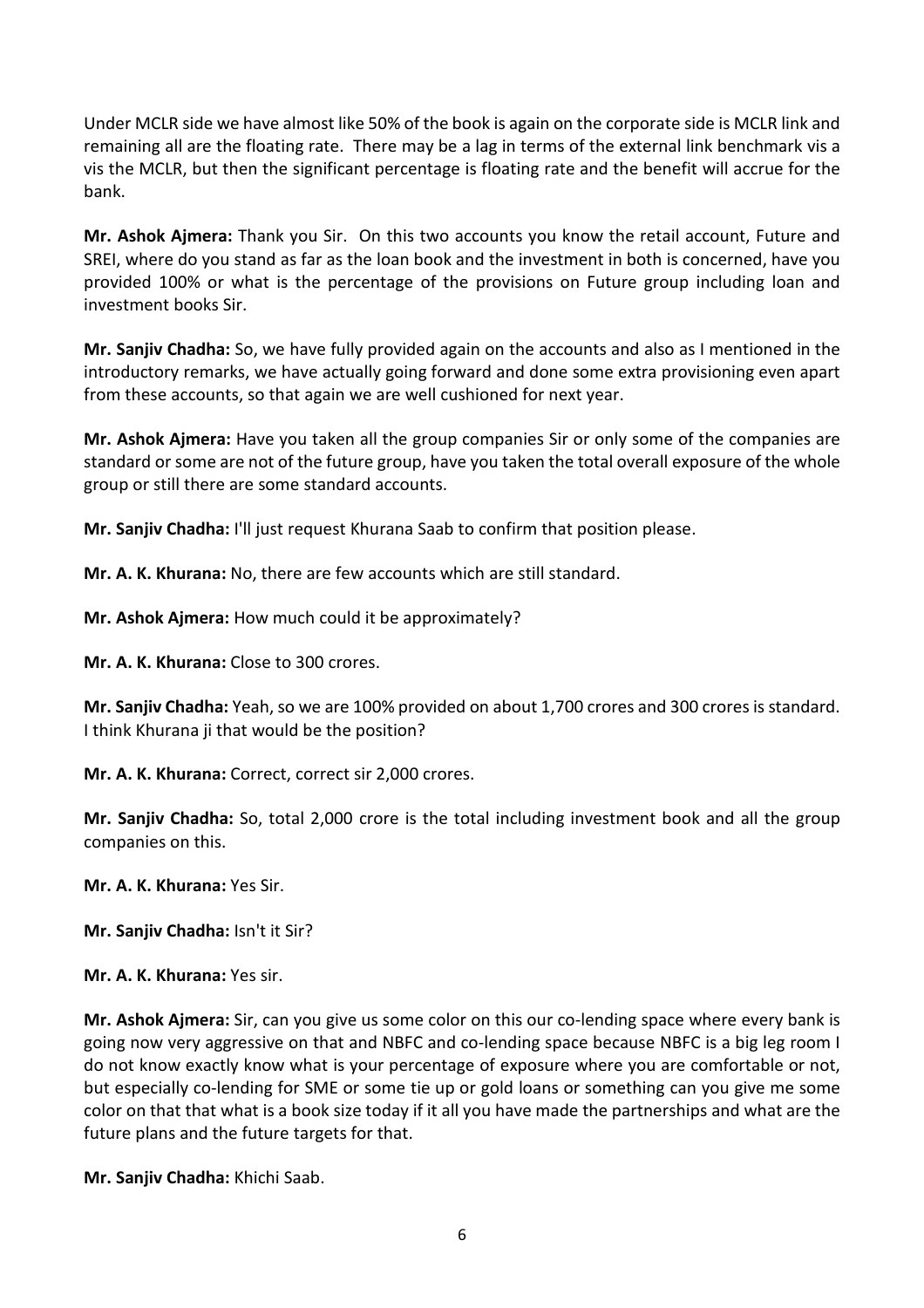Under MCLR side we have almost like 50% of the book is again on the corporate side is MCLR link and remaining all are the floating rate. There may be a lag in terms of the external link benchmark vis a vis the MCLR, but then the significant percentage is floating rate and the benefit will accrue for the bank.

**Mr. Ashok Ajmera:** Thank you Sir. On this two accounts you know the retail account, Future and SREI, where do you stand as far as the loan book and the investment in both is concerned, have you provided 100% or what is the percentage of the provisions on Future group including loan and investment books Sir.

**Mr. Sanjiv Chadha:** So, we have fully provided again on the accounts and also as I mentioned in the introductory remarks, we have actually going forward and done some extra provisioning even apart from these accounts, so that again we are well cushioned for next year.

**Mr. Ashok Ajmera:** Have you taken all the group companies Sir or only some of the companies are standard or some are not of the future group, have you taken the total overall exposure of the whole group or still there are some standard accounts.

**Mr. Sanjiv Chadha:** I'll just request Khurana Saab to confirm that position please.

**Mr. A. K. Khurana:** No, there are few accounts which are still standard.

**Mr. Ashok Ajmera:** How much could it be approximately?

**Mr. A. K. Khurana:** Close to 300 crores.

**Mr. Sanjiv Chadha:** Yeah, so we are 100% provided on about 1,700 crores and 300 crores is standard. I think Khurana ji that would be the position?

**Mr. A. K. Khurana:** Correct, correct sir 2,000 crores.

**Mr. Sanjiv Chadha:** So, total 2,000 crore is the total including investment book and all the group companies on this.

**Mr. A. K. Khurana:** Yes Sir.

**Mr. Sanjiv Chadha:** Isn't it Sir?

**Mr. A. K. Khurana:** Yes sir.

**Mr. Ashok Ajmera:** Sir, can you give us some color on this our co-lending space where every bank is going now very aggressive on that and NBFC and co-lending space because NBFC is a big leg room I do not know exactly know what is your percentage of exposure where you are comfortable or not, but especially co-lending for SME or some tie up or gold loans or something can you give me some color on that that what is a book size today if it all you have made the partnerships and what are the future plans and the future targets for that.

**Mr. Sanjiv Chadha:** Khichi Saab.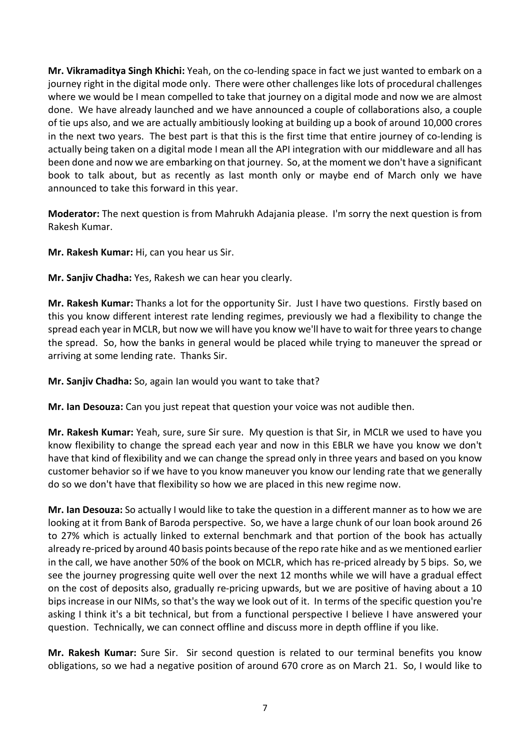**Mr. Vikramaditya Singh Khichi:** Yeah, on the co-lending space in fact we just wanted to embark on a journey right in the digital mode only. There were other challenges like lots of procedural challenges where we would be I mean compelled to take that journey on a digital mode and now we are almost done. We have already launched and we have announced a couple of collaborations also, a couple of tie ups also, and we are actually ambitiously looking at building up a book of around 10,000 crores in the next two years. The best part is that this is the first time that entire journey of co-lending is actually being taken on a digital mode I mean all the API integration with our middleware and all has been done and now we are embarking on that journey. So, at the moment we don't have a significant book to talk about, but as recently as last month only or maybe end of March only we have announced to take this forward in this year.

**Moderator:** The next question is from Mahrukh Adajania please. I'm sorry the next question is from Rakesh Kumar.

**Mr. Rakesh Kumar:** Hi, can you hear us Sir.

**Mr. Sanjiv Chadha:** Yes, Rakesh we can hear you clearly.

**Mr. Rakesh Kumar:** Thanks a lot for the opportunity Sir. Just I have two questions. Firstly based on this you know different interest rate lending regimes, previously we had a flexibility to change the spread each year in MCLR, but now we will have you know we'll have to wait for three years to change the spread. So, how the banks in general would be placed while trying to maneuver the spread or arriving at some lending rate. Thanks Sir.

**Mr. Sanjiv Chadha:** So, again Ian would you want to take that?

**Mr. Ian Desouza:** Can you just repeat that question your voice was not audible then.

**Mr. Rakesh Kumar:** Yeah, sure, sure Sir sure. My question is that Sir, in MCLR we used to have you know flexibility to change the spread each year and now in this EBLR we have you know we don't have that kind of flexibility and we can change the spread only in three years and based on you know customer behavior so if we have to you know maneuver you know our lending rate that we generally do so we don't have that flexibility so how we are placed in this new regime now.

**Mr. Ian Desouza:** So actually I would like to take the question in a different manner as to how we are looking at it from Bank of Baroda perspective. So, we have a large chunk of our loan book around 26 to 27% which is actually linked to external benchmark and that portion of the book has actually already re-priced by around 40 basis points because of the repo rate hike and as we mentioned earlier in the call, we have another 50% of the book on MCLR, which has re-priced already by 5 bips. So, we see the journey progressing quite well over the next 12 months while we will have a gradual effect on the cost of deposits also, gradually re-pricing upwards, but we are positive of having about a 10 bips increase in our NIMs, so that's the way we look out of it. In terms of the specific question you're asking I think it's a bit technical, but from a functional perspective I believe I have answered your question. Technically, we can connect offline and discuss more in depth offline if you like.

**Mr. Rakesh Kumar:** Sure Sir. Sir second question is related to our terminal benefits you know obligations, so we had a negative position of around 670 crore as on March 21. So, I would like to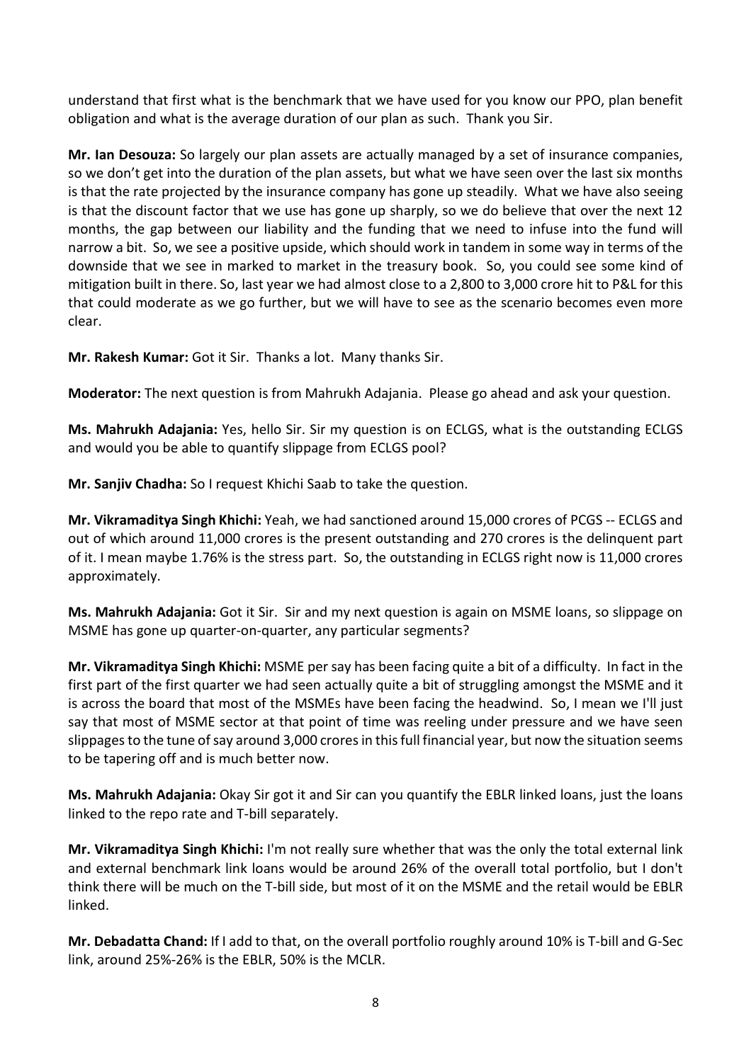understand that first what is the benchmark that we have used for you know our PPO, plan benefit obligation and what is the average duration of our plan as such. Thank you Sir.

**Mr. Ian Desouza:** So largely our plan assets are actually managed by a set of insurance companies, so we don't get into the duration of the plan assets, but what we have seen over the last six months is that the rate projected by the insurance company has gone up steadily. What we have also seeing is that the discount factor that we use has gone up sharply, so we do believe that over the next 12 months, the gap between our liability and the funding that we need to infuse into the fund will narrow a bit. So, we see a positive upside, which should work in tandem in some way in terms of the downside that we see in marked to market in the treasury book. So, you could see some kind of mitigation built in there. So, last year we had almost close to a 2,800 to 3,000 crore hit to P&L for this that could moderate as we go further, but we will have to see as the scenario becomes even more clear.

**Mr. Rakesh Kumar:** Got it Sir. Thanks a lot. Many thanks Sir.

**Moderator:** The next question is from Mahrukh Adajania. Please go ahead and ask your question.

**Ms. Mahrukh Adajania:** Yes, hello Sir. Sir my question is on ECLGS, what is the outstanding ECLGS and would you be able to quantify slippage from ECLGS pool?

**Mr. Sanjiv Chadha:** So I request Khichi Saab to take the question.

**Mr. Vikramaditya Singh Khichi:** Yeah, we had sanctioned around 15,000 crores of PCGS -- ECLGS and out of which around 11,000 crores is the present outstanding and 270 crores is the delinquent part of it. I mean maybe 1.76% is the stress part. So, the outstanding in ECLGS right now is 11,000 crores approximately.

**Ms. Mahrukh Adajania:** Got it Sir. Sir and my next question is again on MSME loans, so slippage on MSME has gone up quarter-on-quarter, any particular segments?

**Mr. Vikramaditya Singh Khichi:** MSME per say has been facing quite a bit of a difficulty. In fact in the first part of the first quarter we had seen actually quite a bit of struggling amongst the MSME and it is across the board that most of the MSMEs have been facing the headwind. So, I mean we I'll just say that most of MSME sector at that point of time was reeling under pressure and we have seen slippages to the tune of say around 3,000 crores in this full financial year, but now the situation seems to be tapering off and is much better now.

**Ms. Mahrukh Adajania:** Okay Sir got it and Sir can you quantify the EBLR linked loans, just the loans linked to the repo rate and T-bill separately.

**Mr. Vikramaditya Singh Khichi:** I'm not really sure whether that was the only the total external link and external benchmark link loans would be around 26% of the overall total portfolio, but I don't think there will be much on the T-bill side, but most of it on the MSME and the retail would be EBLR linked.

**Mr. Debadatta Chand:** If I add to that, on the overall portfolio roughly around 10% is T-bill and G-Sec link, around 25%-26% is the EBLR, 50% is the MCLR.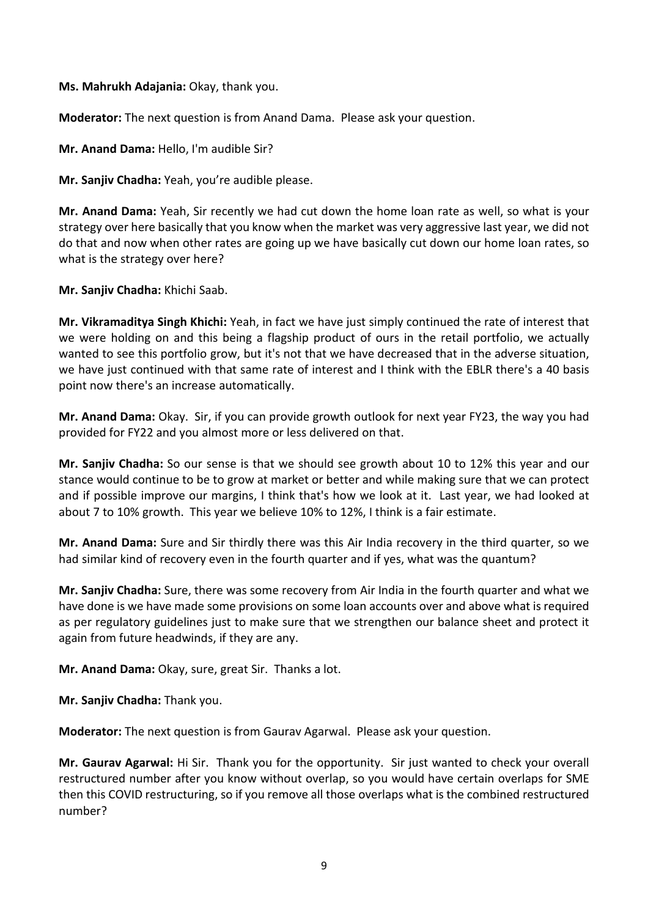**Ms. Mahrukh Adajania:** Okay, thank you.

**Moderator:** The next question is from Anand Dama. Please ask your question.

**Mr. Anand Dama:** Hello, I'm audible Sir?

**Mr. Sanjiv Chadha:** Yeah, you're audible please.

**Mr. Anand Dama:** Yeah, Sir recently we had cut down the home loan rate as well, so what is your strategy over here basically that you know when the market was very aggressive last year, we did not do that and now when other rates are going up we have basically cut down our home loan rates, so what is the strategy over here?

**Mr. Sanjiv Chadha:** Khichi Saab.

**Mr. Vikramaditya Singh Khichi:** Yeah, in fact we have just simply continued the rate of interest that we were holding on and this being a flagship product of ours in the retail portfolio, we actually wanted to see this portfolio grow, but it's not that we have decreased that in the adverse situation, we have just continued with that same rate of interest and I think with the EBLR there's a 40 basis point now there's an increase automatically.

**Mr. Anand Dama:** Okay. Sir, if you can provide growth outlook for next year FY23, the way you had provided for FY22 and you almost more or less delivered on that.

**Mr. Sanjiv Chadha:** So our sense is that we should see growth about 10 to 12% this year and our stance would continue to be to grow at market or better and while making sure that we can protect and if possible improve our margins, I think that's how we look at it. Last year, we had looked at about 7 to 10% growth. This year we believe 10% to 12%, I think is a fair estimate.

**Mr. Anand Dama:** Sure and Sir thirdly there was this Air India recovery in the third quarter, so we had similar kind of recovery even in the fourth quarter and if yes, what was the quantum?

**Mr. Sanjiv Chadha:** Sure, there was some recovery from Air India in the fourth quarter and what we have done is we have made some provisions on some loan accounts over and above what is required as per regulatory guidelines just to make sure that we strengthen our balance sheet and protect it again from future headwinds, if they are any.

**Mr. Anand Dama:** Okay, sure, great Sir. Thanks a lot.

**Mr. Sanjiv Chadha:** Thank you.

**Moderator:** The next question is from Gaurav Agarwal. Please ask your question.

**Mr. Gaurav Agarwal:** Hi Sir. Thank you for the opportunity. Sir just wanted to check your overall restructured number after you know without overlap, so you would have certain overlaps for SME then this COVID restructuring, so if you remove all those overlaps what is the combined restructured number?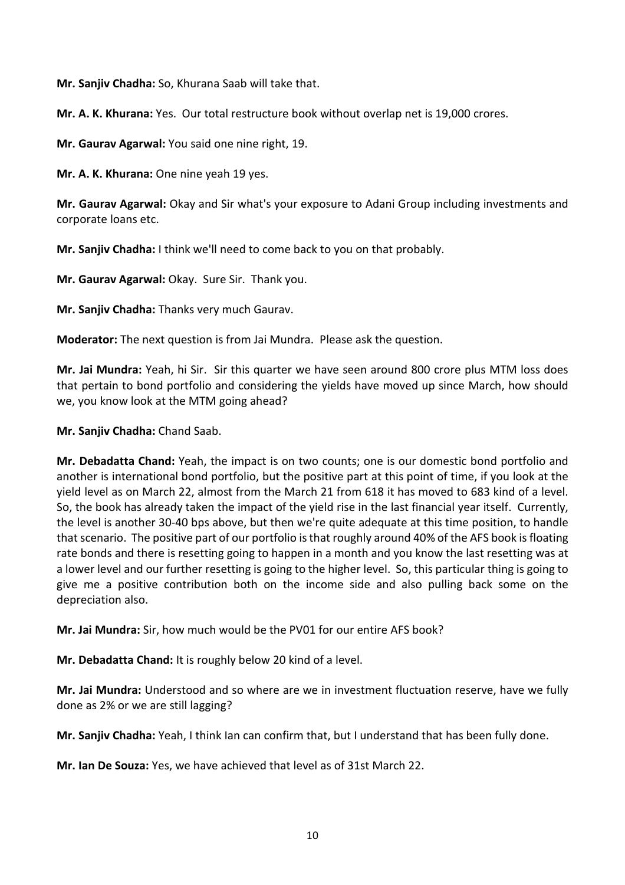**Mr. Sanjiv Chadha:** So, Khurana Saab will take that.

**Mr. A. K. Khurana:** Yes. Our total restructure book without overlap net is 19,000 crores.

**Mr. Gaurav Agarwal:** You said one nine right, 19.

**Mr. A. K. Khurana:** One nine yeah 19 yes.

**Mr. Gaurav Agarwal:** Okay and Sir what's your exposure to Adani Group including investments and corporate loans etc.

**Mr. Sanjiv Chadha:** I think we'll need to come back to you on that probably.

**Mr. Gaurav Agarwal:** Okay. Sure Sir. Thank you.

**Mr. Sanjiv Chadha:** Thanks very much Gaurav.

**Moderator:** The next question is from Jai Mundra. Please ask the question.

**Mr. Jai Mundra:** Yeah, hi Sir. Sir this quarter we have seen around 800 crore plus MTM loss does that pertain to bond portfolio and considering the yields have moved up since March, how should we, you know look at the MTM going ahead?

**Mr. Sanjiv Chadha:** Chand Saab.

**Mr. Debadatta Chand:** Yeah, the impact is on two counts; one is our domestic bond portfolio and another is international bond portfolio, but the positive part at this point of time, if you look at the yield level as on March 22, almost from the March 21 from 618 it has moved to 683 kind of a level. So, the book has already taken the impact of the yield rise in the last financial year itself. Currently, the level is another 30-40 bps above, but then we're quite adequate at this time position, to handle that scenario. The positive part of our portfolio is that roughly around 40% of the AFS book is floating rate bonds and there is resetting going to happen in a month and you know the last resetting was at a lower level and our further resetting is going to the higher level. So, this particular thing is going to give me a positive contribution both on the income side and also pulling back some on the depreciation also.

**Mr. Jai Mundra:** Sir, how much would be the PV01 for our entire AFS book?

**Mr. Debadatta Chand:** It is roughly below 20 kind of a level.

**Mr. Jai Mundra:** Understood and so where are we in investment fluctuation reserve, have we fully done as 2% or we are still lagging?

**Mr. Sanjiv Chadha:** Yeah, I think Ian can confirm that, but I understand that has been fully done.

**Mr. Ian De Souza:** Yes, we have achieved that level as of 31st March 22.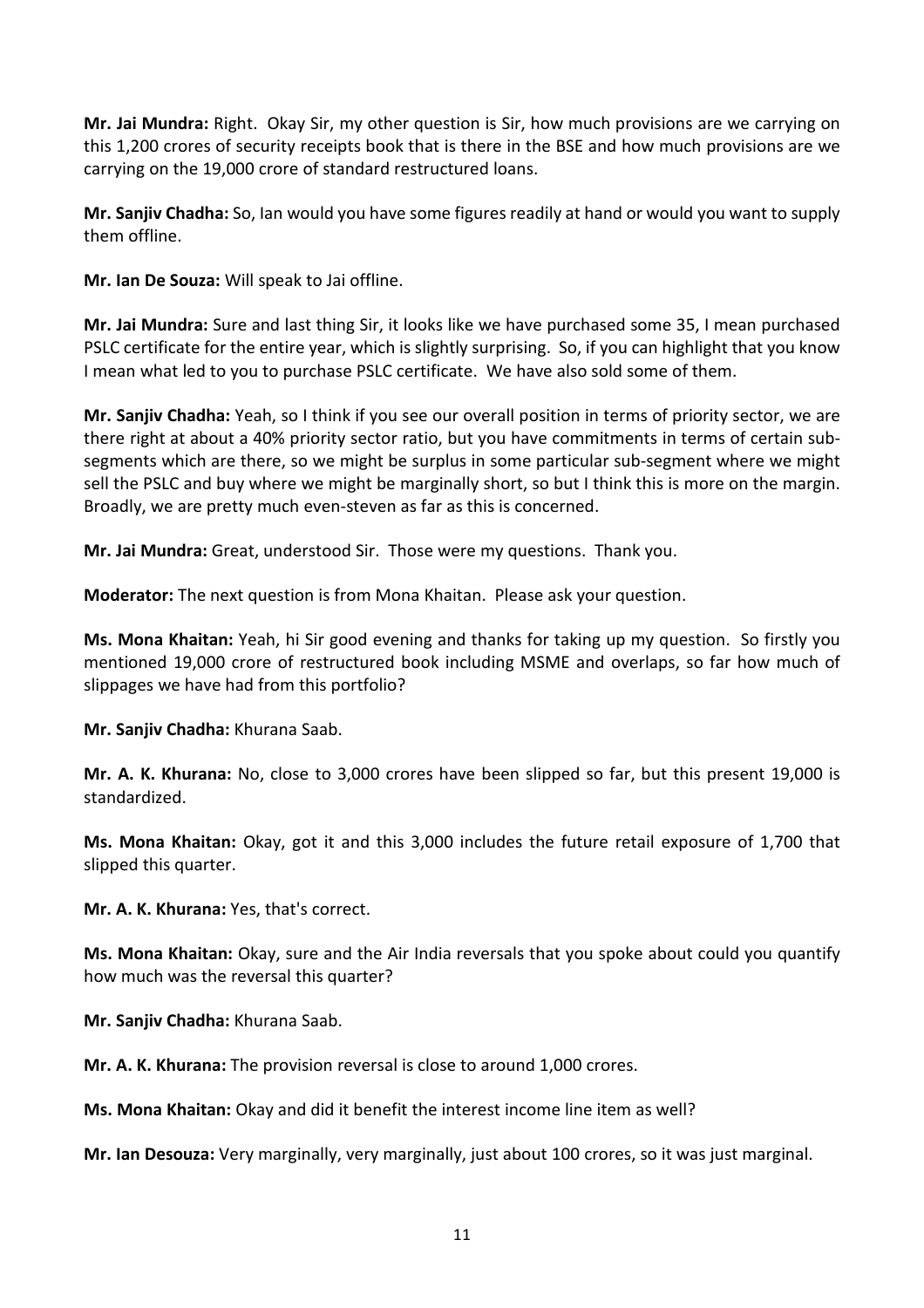**Mr. Jai Mundra:** Right. Okay Sir, my other question is Sir, how much provisions are we carrying on this 1,200 crores of security receipts book that is there in the BSE and how much provisions are we carrying on the 19,000 crore of standard restructured loans.

**Mr. Sanjiv Chadha:** So, Ian would you have some figures readily at hand or would you want to supply them offline.

**Mr. Ian De Souza:** Will speak to Jai offline.

**Mr. Jai Mundra:** Sure and last thing Sir, it looks like we have purchased some 35, I mean purchased PSLC certificate for the entire year, which is slightly surprising. So, if you can highlight that you know I mean what led to you to purchase PSLC certificate. We have also sold some of them.

**Mr. Sanjiv Chadha:** Yeah, so I think if you see our overall position in terms of priority sector, we are there right at about a 40% priority sector ratio, but you have commitments in terms of certain sub-segments which are there, so we might be surplus in some particular sub-segment where we might sell the PSLC and buy where we might be marginally short, so but I think this is more on the margin. Broadly, we are pretty much even-steven as far as this is concerned.

**Mr. Jai Mundra:** Great, understood Sir. Those were my questions. Thank you.

**Moderator:** The next question is from Mona Khaitan. Please ask your question.

**Ms. Mona Khaitan:** Yeah, hi Sir good evening and thanks for taking up my question. So firstly you mentioned 19,000 crore of restructured book including MSME and overlaps, so far how much of slippages we have had from this portfolio?

**Mr. Sanjiv Chadha:** Khurana Saab.

**Mr. A. K. Khurana:** No, close to 3,000 crores have been slipped so far, but this present 19,000 is standardized.

**Ms. Mona Khaitan:** Okay, got it and this 3,000 includes the future retail exposure of 1,700 that slipped this quarter.

**Mr. A. K. Khurana:** Yes, that's correct.

**Ms. Mona Khaitan:** Okay, sure and the Air India reversals that you spoke about could you quantify how much was the reversal this quarter?

**Mr. Sanjiv Chadha:** Khurana Saab.

**Mr. A. K. Khurana:** The provision reversal is close to around 1,000 crores.

**Ms. Mona Khaitan:** Okay and did it benefit the interest income line item as well?

**Mr. Ian Desouza:** Very marginally, very marginally, just about 100 crores, so it was just marginal.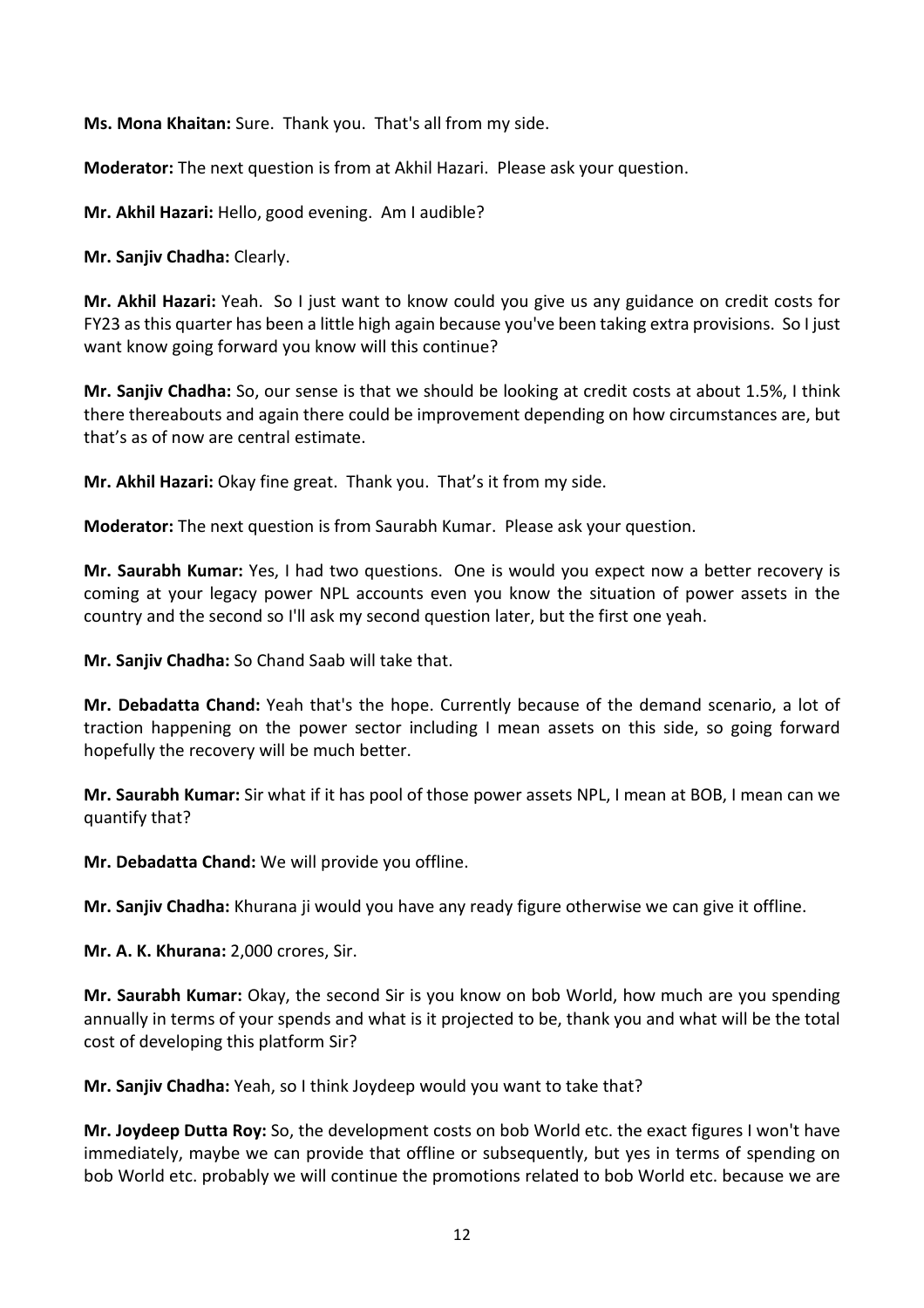**Ms. Mona Khaitan:** Sure. Thank you. That's all from my side.

**Moderator:** The next question is from at Akhil Hazari. Please ask your question.

**Mr. Akhil Hazari:** Hello, good evening. Am I audible?

**Mr. Sanjiv Chadha:** Clearly.

**Mr. Akhil Hazari:** Yeah. So I just want to know could you give us any guidance on credit costs for FY23 as this quarter has been a little high again because you've been taking extra provisions. So I just want know going forward you know will this continue?

**Mr. Sanjiv Chadha:** So, our sense is that we should be looking at credit costs at about 1.5%, I think there thereabouts and again there could be improvement depending on how circumstances are, but that's as of now are central estimate.

**Mr. Akhil Hazari:** Okay fine great. Thank you. That's it from my side.

**Moderator:** The next question is from Saurabh Kumar. Please ask your question.

**Mr. Saurabh Kumar:** Yes, I had two questions. One is would you expect now a better recovery is coming at your legacy power NPL accounts even you know the situation of power assets in the country and the second so I'll ask my second question later, but the first one yeah.

**Mr. Sanjiv Chadha:** So Chand Saab will take that.

**Mr. Debadatta Chand:** Yeah that's the hope. Currently because of the demand scenario, a lot of traction happening on the power sector including I mean assets on this side, so going forward hopefully the recovery will be much better.

**Mr. Saurabh Kumar:** Sir what if it has pool of those power assets NPL, I mean at BOB, I mean can we quantify that?

**Mr. Debadatta Chand:** We will provide you offline.

**Mr. Sanjiv Chadha:** Khurana ji would you have any ready figure otherwise we can give it offline.

**Mr. A. K. Khurana:** 2,000 crores, Sir.

**Mr. Saurabh Kumar:** Okay, the second Sir is you know on bob World, how much are you spending annually in terms of your spends and what is it projected to be, thank you and what will be the total cost of developing this platform Sir?

**Mr. Sanjiv Chadha:** Yeah, so I think Joydeep would you want to take that?

**Mr. Joydeep Dutta Roy:** So, the development costs on bob World etc. the exact figures I won't have immediately, maybe we can provide that offline or subsequently, but yes in terms of spending on bob World etc. probably we will continue the promotions related to bob World etc. because we are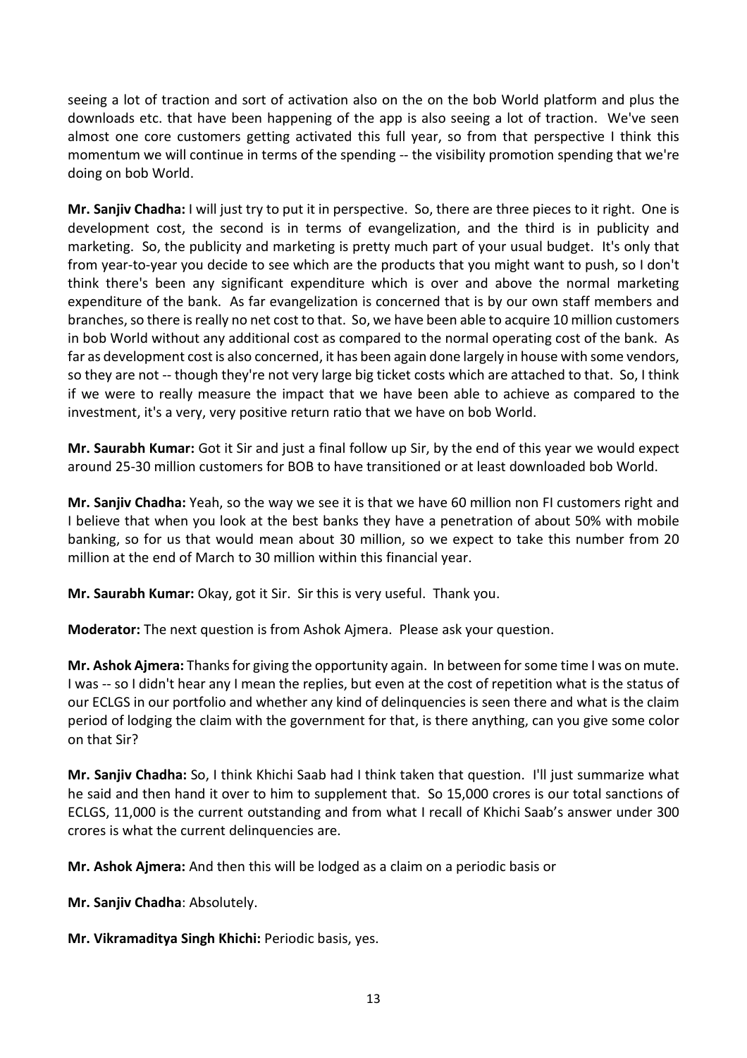seeing a lot of traction and sort of activation also on the on the bob World platform and plus the downloads etc. that have been happening of the app is also seeing a lot of traction. We've seen almost one core customers getting activated this full year, so from that perspective I think this momentum we will continue in terms of the spending -- the visibility promotion spending that we're doing on bob World.

**Mr. Sanjiv Chadha:** I will just try to put it in perspective. So, there are three pieces to it right. One is development cost, the second is in terms of evangelization, and the third is in publicity and marketing. So, the publicity and marketing is pretty much part of your usual budget. It's only that from year-to-year you decide to see which are the products that you might want to push, so I don't think there's been any significant expenditure which is over and above the normal marketing expenditure of the bank. As far evangelization is concerned that is by our own staff members and branches, so there is really no net cost to that. So, we have been able to acquire 10 million customers in bob World without any additional cost as compared to the normal operating cost of the bank. As far as development cost is also concerned, it has been again done largely in house with some vendors, so they are not -- though they're not very large big ticket costs which are attached to that. So, I think if we were to really measure the impact that we have been able to achieve as compared to the investment, it's a very, very positive return ratio that we have on bob World.

**Mr. Saurabh Kumar:** Got it Sir and just a final follow up Sir, by the end of this year we would expect around 25-30 million customers for BOB to have transitioned or at least downloaded bob World.

**Mr. Sanjiv Chadha:** Yeah, so the way we see it is that we have 60 million non FI customers right and I believe that when you look at the best banks they have a penetration of about 50% with mobile banking, so for us that would mean about 30 million, so we expect to take this number from 20 million at the end of March to 30 million within this financial year.

**Mr. Saurabh Kumar:** Okay, got it Sir. Sir this is very useful. Thank you.

**Moderator:** The next question is from Ashok Ajmera. Please ask your question.

**Mr. Ashok Ajmera:** Thanks for giving the opportunity again. In between for some time I was on mute. I was -- so I didn't hear any I mean the replies, but even at the cost of repetition what is the status of our ECLGS in our portfolio and whether any kind of delinquencies is seen there and what is the claim period of lodging the claim with the government for that, is there anything, can you give some color on that Sir?

**Mr. Sanjiv Chadha:** So, I think Khichi Saab had I think taken that question. I'll just summarize what he said and then hand it over to him to supplement that. So 15,000 crores is our total sanctions of ECLGS, 11,000 is the current outstanding and from what I recall of Khichi Saab's answer under 300 crores is what the current delinquencies are.

**Mr. Ashok Ajmera:** And then this will be lodged as a claim on a periodic basis or

**Mr. Sanjiv Chadha**: Absolutely.

**Mr. Vikramaditya Singh Khichi:** Periodic basis, yes.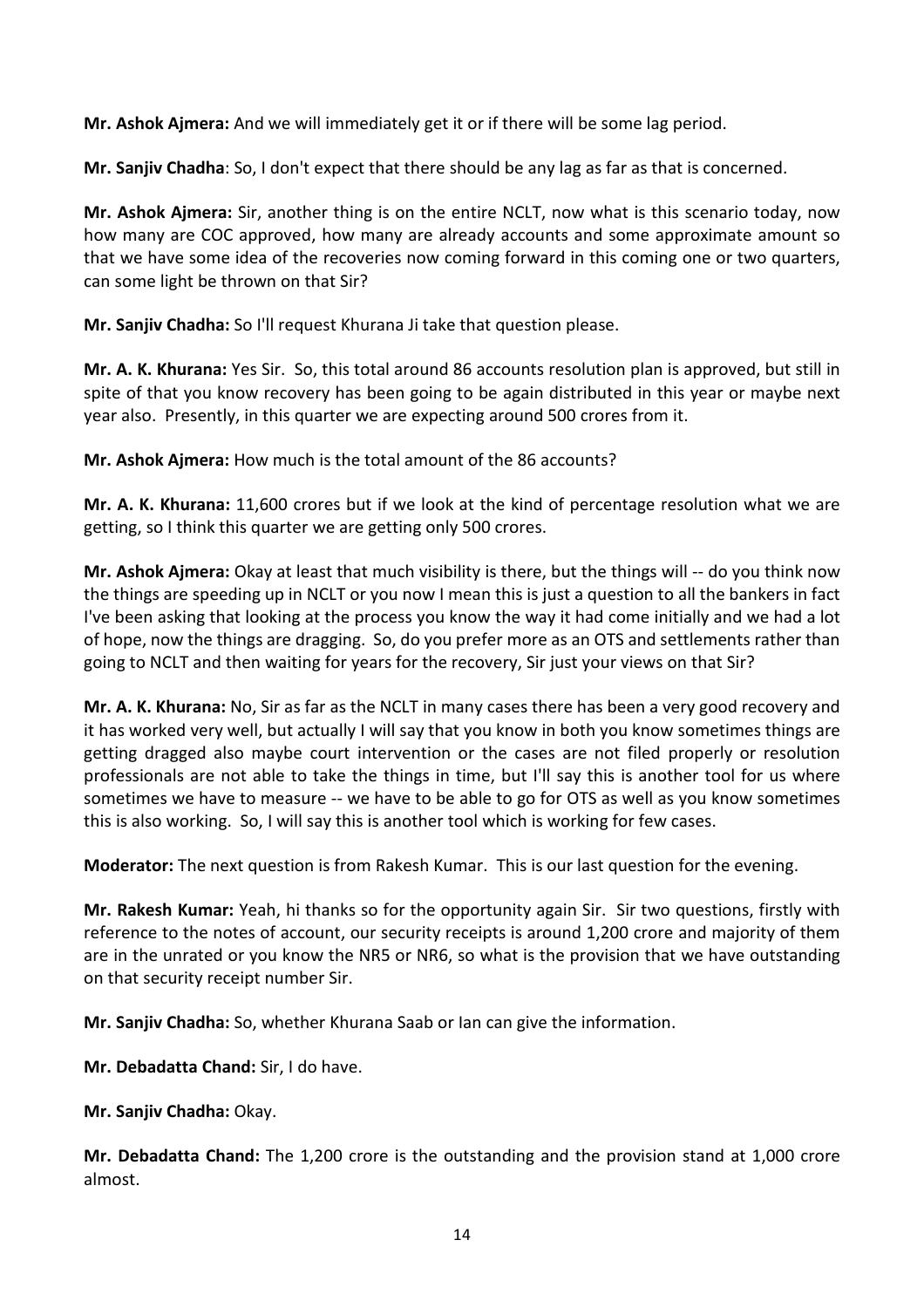**Mr. Ashok Ajmera:** And we will immediately get it or if there will be some lag period.

**Mr. Sanjiv Chadha**: So, I don't expect that there should be any lag as far as that is concerned.

**Mr. Ashok Ajmera:** Sir, another thing is on the entire NCLT, now what is this scenario today, now how many are COC approved, how many are already accounts and some approximate amount so that we have some idea of the recoveries now coming forward in this coming one or two quarters, can some light be thrown on that Sir?

**Mr. Sanjiv Chadha:** So I'll request Khurana Ji take that question please.

**Mr. A. K. Khurana:** Yes Sir. So, this total around 86 accounts resolution plan is approved, but still in spite of that you know recovery has been going to be again distributed in this year or maybe next year also. Presently, in this quarter we are expecting around 500 crores from it.

**Mr. Ashok Ajmera:** How much is the total amount of the 86 accounts?

**Mr. A. K. Khurana:** 11,600 crores but if we look at the kind of percentage resolution what we are getting, so I think this quarter we are getting only 500 crores.

**Mr. Ashok Ajmera:** Okay at least that much visibility is there, but the things will -- do you think now the things are speeding up in NCLT or you now I mean this is just a question to all the bankers in fact I've been asking that looking at the process you know the way it had come initially and we had a lot of hope, now the things are dragging. So, do you prefer more as an OTS and settlements rather than going to NCLT and then waiting for years for the recovery, Sir just your views on that Sir?

**Mr. A. K. Khurana:** No, Sir as far as the NCLT in many cases there has been a very good recovery and it has worked very well, but actually I will say that you know in both you know sometimes things are getting dragged also maybe court intervention or the cases are not filed properly or resolution professionals are not able to take the things in time, but I'll say this is another tool for us where sometimes we have to measure -- we have to be able to go for OTS as well as you know sometimes this is also working. So, I will say this is another tool which is working for few cases.

**Moderator:** The next question is from Rakesh Kumar. This is our last question for the evening.

**Mr. Rakesh Kumar:** Yeah, hi thanks so for the opportunity again Sir. Sir two questions, firstly with reference to the notes of account, our security receipts is around 1,200 crore and majority of them are in the unrated or you know the NR5 or NR6, so what is the provision that we have outstanding on that security receipt number Sir.

**Mr. Sanjiv Chadha:** So, whether Khurana Saab or Ian can give the information.

**Mr. Debadatta Chand:** Sir, I do have.

**Mr. Sanjiv Chadha:** Okay.

**Mr. Debadatta Chand:** The 1,200 crore is the outstanding and the provision stand at 1,000 crore almost.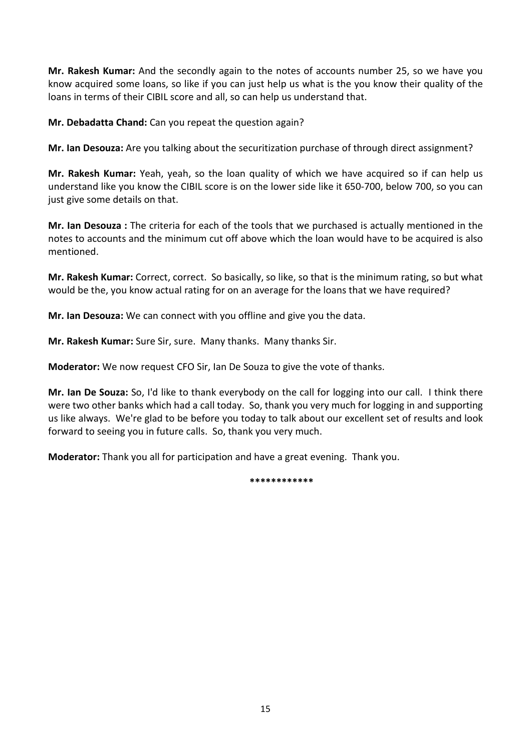**Mr. Rakesh Kumar:** And the secondly again to the notes of accounts number 25, so we have you know acquired some loans, so like if you can just help us what is the you know their quality of the loans in terms of their CIBIL score and all, so can help us understand that.

**Mr. Debadatta Chand:** Can you repeat the question again?

**Mr. Ian Desouza:** Are you talking about the securitization purchase of through direct assignment?

**Mr. Rakesh Kumar:** Yeah, yeah, so the loan quality of which we have acquired so if can help us understand like you know the CIBIL score is on the lower side like it 650-700, below 700, so you can just give some details on that.

**Mr. Ian Desouza :** The criteria for each of the tools that we purchased is actually mentioned in the notes to accounts and the minimum cut off above which the loan would have to be acquired is also mentioned.

**Mr. Rakesh Kumar:** Correct, correct. So basically, so like, so that is the minimum rating, so but what would be the, you know actual rating for on an average for the loans that we have required?

**Mr. Ian Desouza:** We can connect with you offline and give you the data.

**Mr. Rakesh Kumar:** Sure Sir, sure. Many thanks. Many thanks Sir.

**Moderator:** We now request CFO Sir, Ian De Souza to give the vote of thanks.

**Mr. Ian De Souza:** So, I'd like to thank everybody on the call for logging into our call. I think there were two other banks which had a call today. So, thank you very much for logging in and supporting us like always. We're glad to be before you today to talk about our excellent set of results and look forward to seeing you in future calls. So, thank you very much.

**Moderator:** Thank you all for participation and have a great evening. Thank you.

************